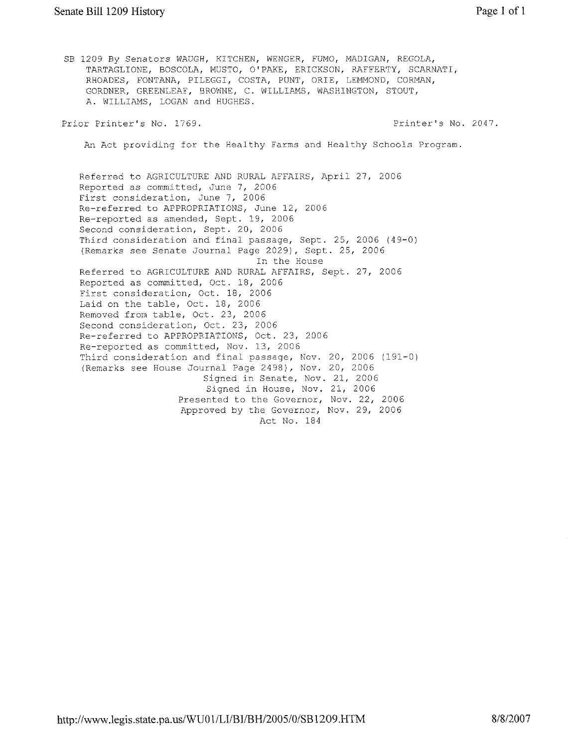SB 1209 By Senators WAUGH, KITCHEN, WENGER, FUMO, MADIGAN, REGOLA, TARTAGLIONE, BOSCOLA, MUSTO, O'PAKE, ERICKSON, RAFFERTY, SCARNATI, RHOADES, FONTANA, PILEGGI, COSTA, PUNT, ORIE, LEMMOND, CORMAN, GORDNER, GREENLEAF, BROWNE, C. WILLIAMS, WASHINGTON, STOUT, A. WILLIAMS, LOGAN and HUGHES.

Prior Printer's No. 1769. Printer's No. 2047.

An Act providing for the Healthy Farms and Healthy Schools Program.

Referred to AGRICULTURE AND RURAL AFFAIRS, April 27, 2006
Reported as committed, June 7, 2006
First consideration, June 7, 2006
Re-referred to APPROPRIATIONS, June 12, 2006
Re-reported as amended, Sept. 19, 2006
Second consideration, Sept. 20, 2006
Third consideration and final passage, Sept. 25, 2006 (49-0)
(Remarks see Senate Journal Page 2029), Sept. 25, 2006

In the House

Referred to AGRICULTURE AND RURAL AFFAIRS, Sept. 27, 2006
Reported as committed, Oct. 18, 2006
First consideration, Oct. 18, 2006
Laid on the table, Oct. 18, 2006
Removed from table, Oct. 23, 2006
Second consideration, Oct. 23, 2006
Re-referred to APPROPRIATIONS, Oct. 23, 2006
Re-reported as committed, Nov. 13, 2006
Third consideration and final passage, Nov. 20, 2006 (191-0)
(Remarks see House Journal Page 2498), Nov. 20, 2006

Signed in Senate, Nov. 21, 2006
Signed in House, Nov. 21, 2006
Presented to the Governor, Nov. 22, 2006
Approved by the Governor, Nov. 29, 2006
Act No. 184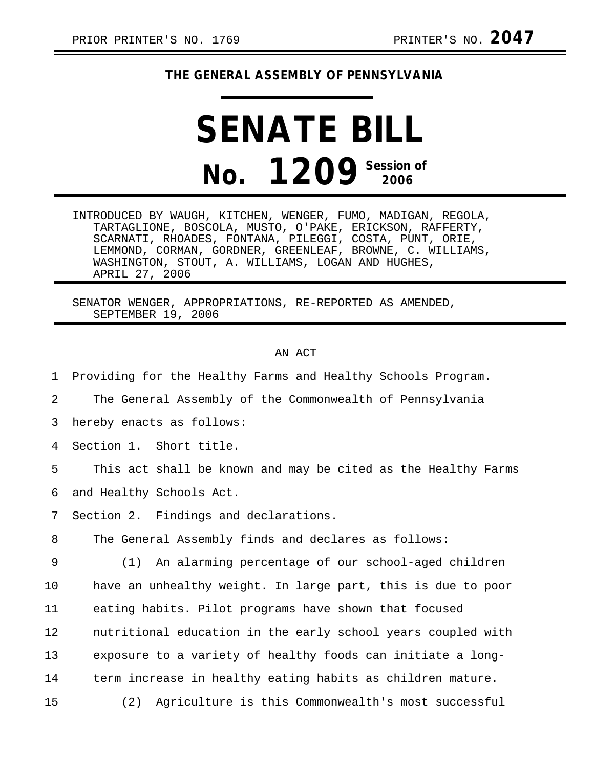PRIOR PRINTER'S NO. 1769 PRINTER'S NO. **2047**

**THE GENERAL ASSEMBLY OF PENNSYLVANIA**

# SENATE BILL

# No. 1209 Session of 2006

INTRODUCED BY WAUGH, KITCHEN, WENGER, FUMO, MADIGAN, REGOLA, TARTAGLIONE, BOSCOLA, MUSTO, O'PAKE, ERICKSON, RAFFERTY, SCARNATI, RHOADES, FONTANA, PILEGGI, COSTA, PUNT, ORIE, LEMMOND, CORMAN, GORDNER, GREENLEAF, BROWNE, C. WILLIAMS, WASHINGTON, STOUT, A. WILLIAMS, LOGAN AND HUGHES, APRIL 27, 2006

SENATOR WENGER, APPROPRIATIONS, RE-REPORTED AS AMENDED, SEPTEMBER 19, 2006

AN ACT

1 Providing for the Healthy Farms and Healthy Schools Program.

2 The General Assembly of the Commonwealth of Pennsylvania
3 hereby enacts as follows:

4 Section 1. Short title.

5 This act shall be known and may be cited as the Healthy Farms
6 and Healthy Schools Act.

7 Section 2. Findings and declarations.

8 The General Assembly finds and declares as follows:

9 (1) An alarming percentage of our school-aged children
10 have an unhealthy weight. In large part, this is due to poor
11 eating habits. Pilot programs have shown that focused
12 nutritional education in the early school years coupled with
13 exposure to a variety of healthy foods can initiate a long-
14 term increase in healthy eating habits as children mature.

15 (2) Agriculture is this Commonwealth's most successful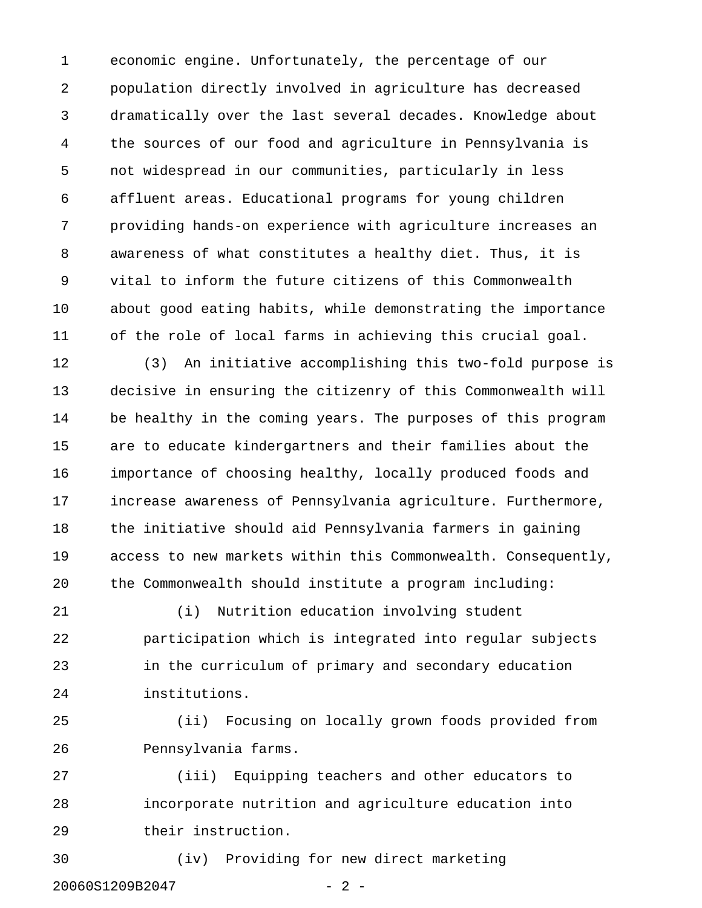economic engine. Unfortunately, the percentage of our population directly involved in agriculture has decreased dramatically over the last several decades. Knowledge about the sources of our food and agriculture in Pennsylvania is not widespread in our communities, particularly in less affluent areas. Educational programs for young children providing hands-on experience with agriculture increases an awareness of what constitutes a healthy diet. Thus, it is vital to inform the future citizens of this Commonwealth about good eating habits, while demonstrating the importance of the role of local farms in achieving this crucial goal.

(3) An initiative accomplishing this two-fold purpose is decisive in ensuring the citizenry of this Commonwealth will be healthy in the coming years. The purposes of this program are to educate kindergartners and their families about the importance of choosing healthy, locally produced foods and increase awareness of Pennsylvania agriculture. Furthermore, the initiative should aid Pennsylvania farmers in gaining access to new markets within this Commonwealth. Consequently, the Commonwealth should institute a program including:

(i) Nutrition education involving student participation which is integrated into regular subjects in the curriculum of primary and secondary education institutions.

(ii) Focusing on locally grown foods provided from Pennsylvania farms.

(iii) Equipping teachers and other educators to incorporate nutrition and agriculture education into their instruction.

(iv) Providing for new direct marketing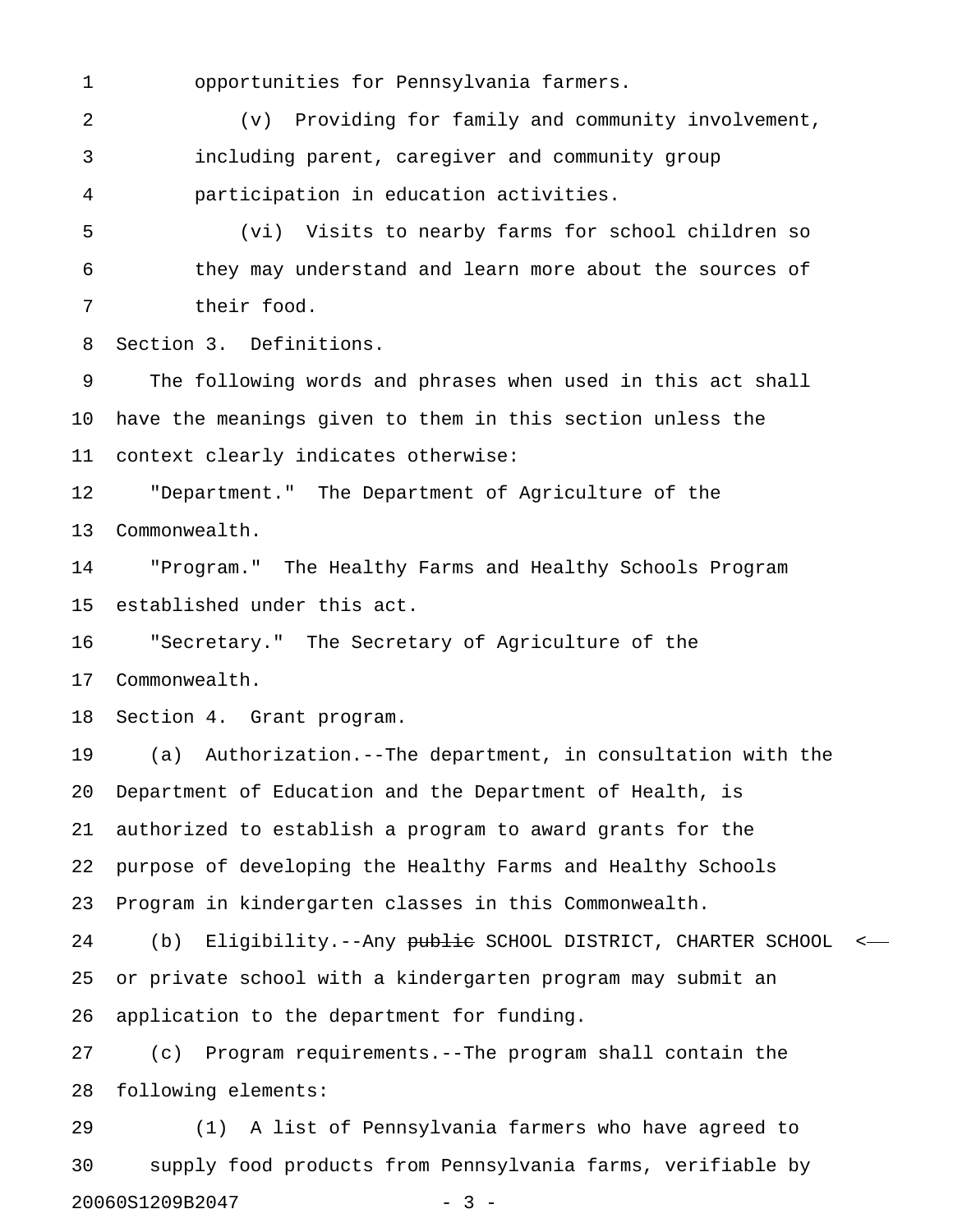opportunities for Pennsylvania farmers.

(v) Providing for family and community involvement, including parent, caregiver and community group participation in education activities.

(vi) Visits to nearby farms for school children so they may understand and learn more about the sources of their food.

Section 3. Definitions.

The following words and phrases when used in this act shall have the meanings given to them in this section unless the context clearly indicates otherwise:

"Department." The Department of Agriculture of the Commonwealth.

"Program." The Healthy Farms and Healthy Schools Program established under this act.

"Secretary." The Secretary of Agriculture of the Commonwealth.

Section 4. Grant program.

(a) Authorization.--The department, in consultation with the Department of Education and the Department of Health, is authorized to establish a program to award grants for the purpose of developing the Healthy Farms and Healthy Schools Program in kindergarten classes in this Commonwealth.

(b) Eligibility.--Any ~~public~~ SCHOOL DISTRICT, CHARTER SCHOOL or private school with a kindergarten program may submit an application to the department for funding.

(c) Program requirements.--The program shall contain the following elements:

(1) A list of Pennsylvania farmers who have agreed to supply food products from Pennsylvania farms, verifiable by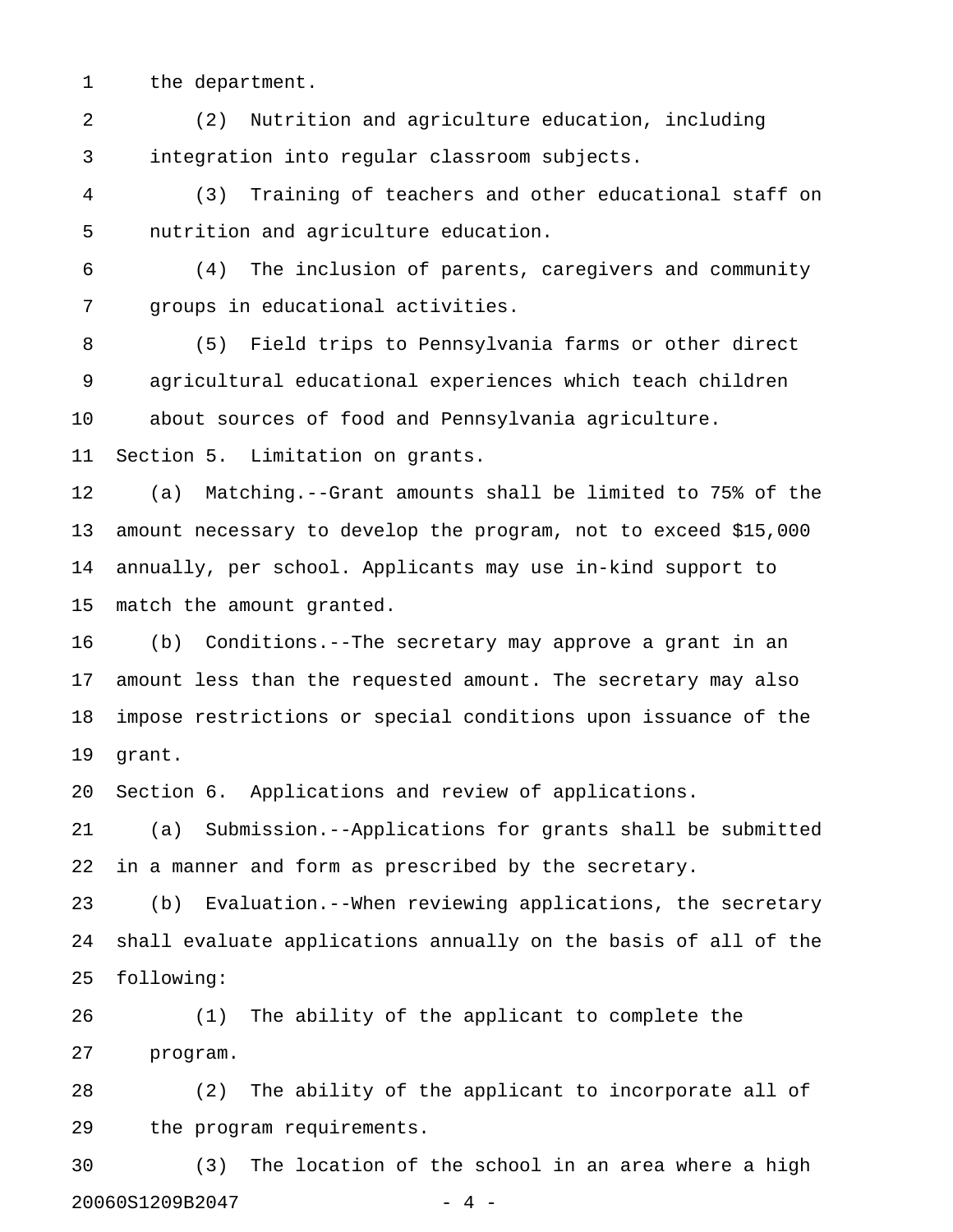the department.

(2) Nutrition and agriculture education, including integration into regular classroom subjects.

(3) Training of teachers and other educational staff on nutrition and agriculture education.

(4) The inclusion of parents, caregivers and community groups in educational activities.

(5) Field trips to Pennsylvania farms or other direct agricultural educational experiences which teach children about sources of food and Pennsylvania agriculture.

Section 5. Limitation on grants.

(a) Matching.--Grant amounts shall be limited to 75% of the amount necessary to develop the program, not to exceed $15,000 annually, per school. Applicants may use in-kind support to match the amount granted.

(b) Conditions.--The secretary may approve a grant in an amount less than the requested amount. The secretary may also impose restrictions or special conditions upon issuance of the grant.

Section 6. Applications and review of applications.

(a) Submission.--Applications for grants shall be submitted in a manner and form as prescribed by the secretary.

(b) Evaluation.--When reviewing applications, the secretary shall evaluate applications annually on the basis of all of the following:

(1) The ability of the applicant to complete the program.

(2) The ability of the applicant to incorporate all of the program requirements.

(3) The location of the school in an area where a high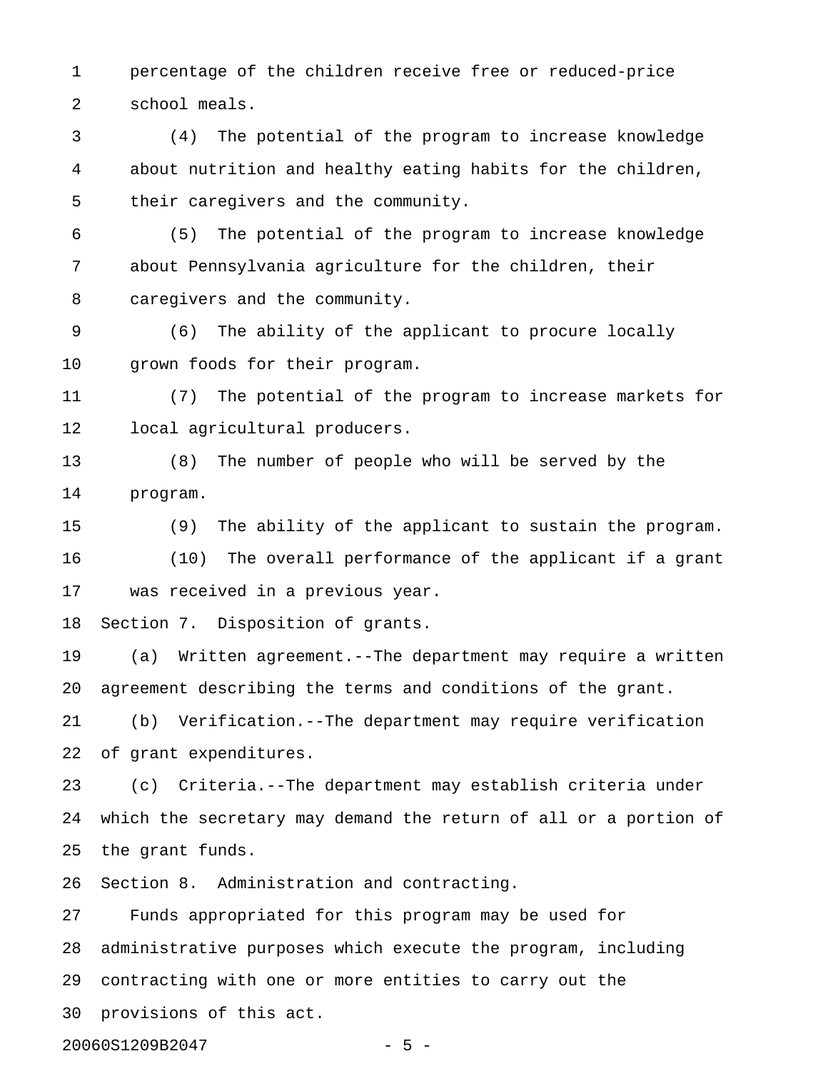percentage of the children receive free or reduced-price school meals.

(4) The potential of the program to increase knowledge about nutrition and healthy eating habits for the children, their caregivers and the community.

(5) The potential of the program to increase knowledge about Pennsylvania agriculture for the children, their caregivers and the community.

(6) The ability of the applicant to procure locally grown foods for their program.

(7) The potential of the program to increase markets for local agricultural producers.

(8) The number of people who will be served by the program.

(9) The ability of the applicant to sustain the program.

(10) The overall performance of the applicant if a grant was received in a previous year.

Section 7. Disposition of grants.

(a) Written agreement.--The department may require a written agreement describing the terms and conditions of the grant.

(b) Verification.--The department may require verification of grant expenditures.

(c) Criteria.--The department may establish criteria under which the secretary may demand the return of all or a portion of the grant funds.

Section 8. Administration and contracting.

Funds appropriated for this program may be used for administrative purposes which execute the program, including contracting with one or more entities to carry out the provisions of this act.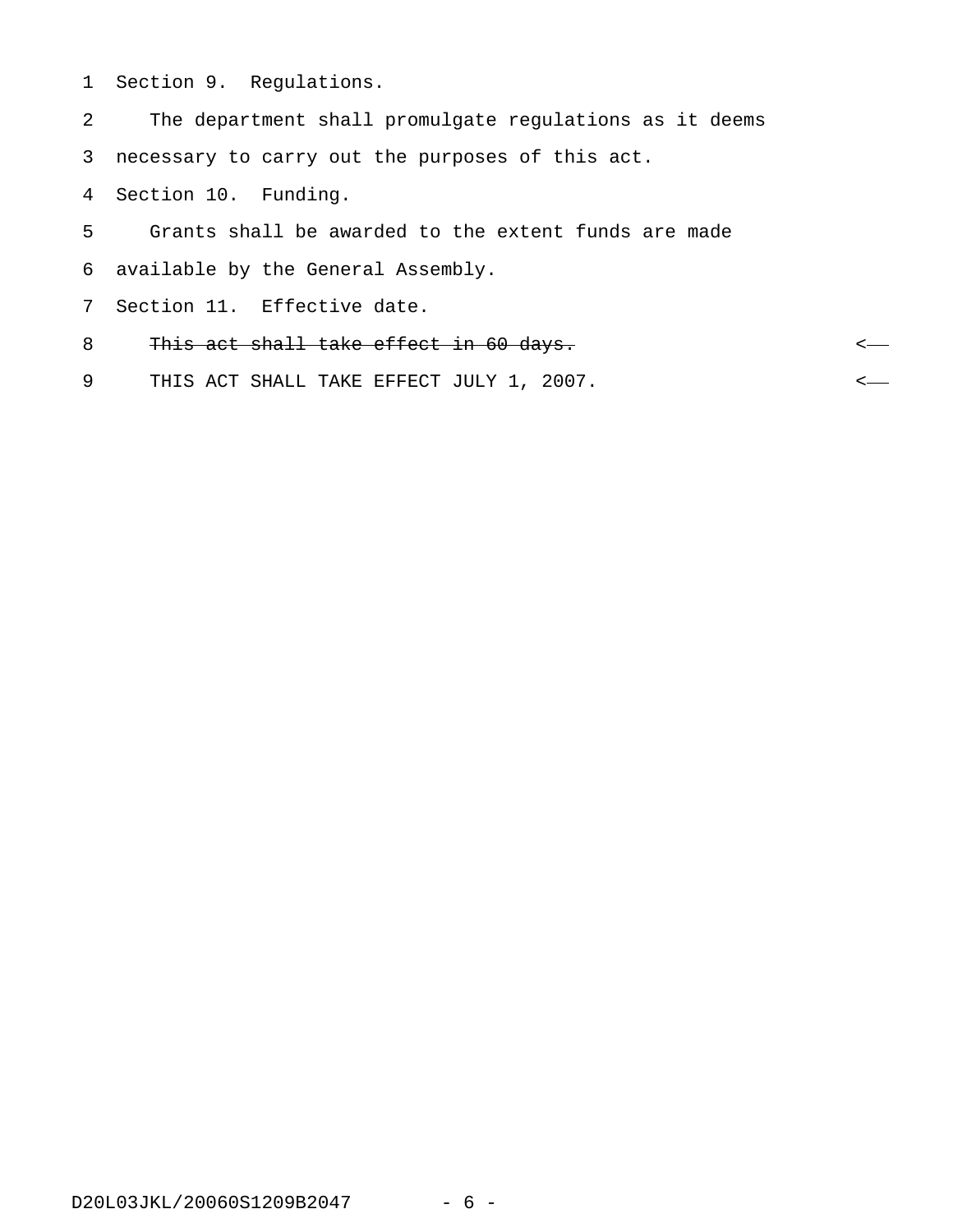Section 9. Regulations.

The department shall promulgate regulations as it deems necessary to carry out the purposes of this act.

Section 10. Funding.

Grants shall be awarded to the extent funds are made available by the General Assembly.

Section 11. Effective date.

~~This act shall take effect in 60 days.~~ <—

THIS ACT SHALL TAKE EFFECT JULY 1, 2007. <—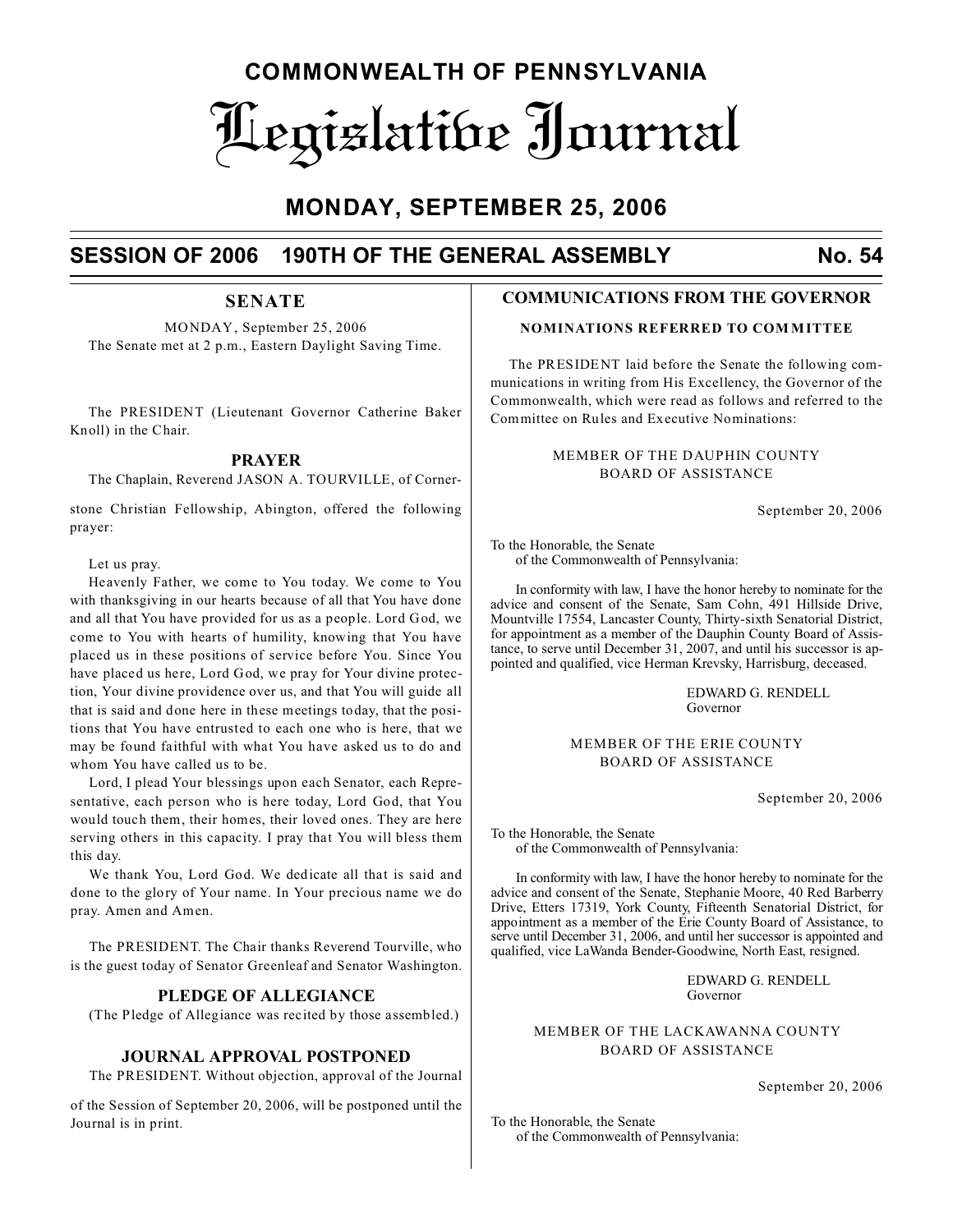# COMMONWEALTH OF PENNSYLVANIA

# Legislative Journal

## MONDAY, SEPTEMBER 25, 2006

## SESSION OF 2006 190TH OF THE GENERAL ASSEMBLY No. 54

### SENATE

MONDAY, September 25, 2006

The Senate met at 2 p.m., Eastern Daylight Saving Time.

The PRESIDENT (Lieutenant Governor Catherine Baker Knoll) in the Chair.

### PRAYER

The Chaplain, Reverend JASON A. TOURVILLE, of Cornerstone Christian Fellowship, Abington, offered the following prayer:

Let us pray.

Heavenly Father, we come to You today. We come to You with thanksgiving in our hearts because of all that You have done and all that You have provided for us as a people. Lord God, we come to You with hearts of humility, knowing that You have placed us in these positions of service before You. Since You have placed us here, Lord God, we pray for Your divine protection, Your divine providence over us, and that You will guide all that is said and done here in these meetings today, that the positions that You have entrusted to each one who is here, that we may be found faithful with what You have asked us to do and whom You have called us to be.

Lord, I plead Your blessings upon each Senator, each Representative, each person who is here today, Lord God, that You would touch them, their homes, their loved ones. They are here serving others in this capacity. I pray that You will bless them this day.

We thank You, Lord God. We dedicate all that is said and done to the glory of Your name. In Your precious name we do pray. Amen and Amen.

The PRESIDENT. The Chair thanks Reverend Tourville, who is the guest today of Senator Greenleaf and Senator Washington.

### PLEDGE OF ALLEGIANCE

(The Pledge of Allegiance was recited by those assembled.)

### JOURNAL APPROVAL POSTPONED

The PRESIDENT. Without objection, approval of the Journal of the Session of September 20, 2006, will be postponed until the Journal is in print.

### COMMUNICATIONS FROM THE GOVERNOR

#### NOMINATIONS REFERRED TO COMMITTEE

The PRESIDENT laid before the Senate the following communications in writing from His Excellency, the Governor of the Commonwealth, which were read as follows and referred to the Committee on Rules and Executive Nominations:

MEMBER OF THE DAUPHIN COUNTY BOARD OF ASSISTANCE

September 20, 2006

To the Honorable, the Senate of the Commonwealth of Pennsylvania:

In conformity with law, I have the honor hereby to nominate for the advice and consent of the Senate, Sam Cohn, 491 Hillside Drive, Mountville 17554, Lancaster County, Thirty-sixth Senatorial District, for appointment as a member of the Dauphin County Board of Assistance, to serve until December 31, 2007, and until his successor is appointed and qualified, vice Herman Krevsky, Harrisburg, deceased.

EDWARD G. RENDELL
Governor

MEMBER OF THE ERIE COUNTY BOARD OF ASSISTANCE

September 20, 2006

To the Honorable, the Senate of the Commonwealth of Pennsylvania:

In conformity with law, I have the honor hereby to nominate for the advice and consent of the Senate, Stephanie Moore, 40 Red Barberry Drive, Etters 17319, York County, Fifteenth Senatorial District, for appointment as a member of the Erie County Board of Assistance, to serve until December 31, 2006, and until her successor is appointed and qualified, vice LaWanda Bender-Goodwine, North East, resigned.

EDWARD G. RENDELL
Governor

MEMBER OF THE LACKAWANNA COUNTY BOARD OF ASSISTANCE

September 20, 2006

To the Honorable, the Senate of the Commonwealth of Pennsylvania: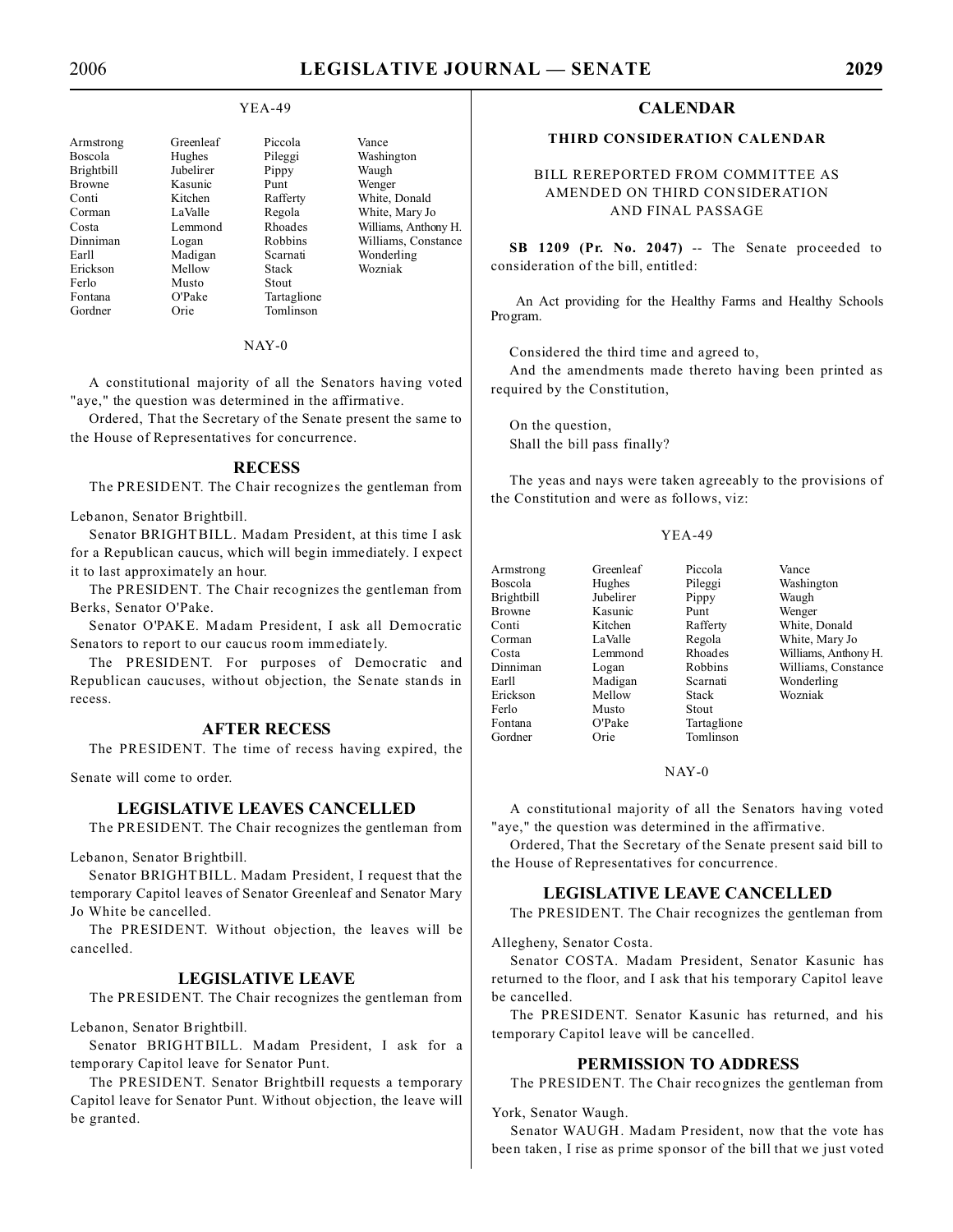YEA-49

| | | | |
|---|---|---|---|
| Armstrong | Greenleaf | Piccola | Vance |
| Boscola | Hughes | Pileggi | Washington |
| Brightbill | Jubelirer | Pippy | Waugh |
| Browne | Kasunic | Punt | Wenger |
| Conti | Kitchen | Rafferty | White, Donald |
| Corman | LaValle | Regola | White, Mary Jo |
| Costa | Lemmond | Rhoades | Williams, Anthony H. |
| Dinniman | Logan | Robbins | Williams, Constance |
| Earll | Madigan | Scarnati | Wonderling |
| Erickson | Mellow | Stack | Wozniak |
| Ferlo | Musto | Stout | |
| Fontana | O'Pake | Tartaglione | |
| Gordner | Orie | Tomlinson | |

NAY-0

A constitutional majority of all the Senators having voted "aye," the question was determined in the affirmative.

Ordered, That the Secretary of the Senate present the same to the House of Representatives for concurrence.

## RECESS

The PRESIDENT. The Chair recognizes the gentleman from Lebanon, Senator Brightbill.

Senator BRIGHTBILL. Madam President, at this time I ask for a Republican caucus, which will begin immediately. I expect it to last approximately an hour.

The PRESIDENT. The Chair recognizes the gentleman from Berks, Senator O'Pake.

Senator O'PAKE. Madam President, I ask all Democratic Senators to report to our caucus room immediately.

The PRESIDENT. For purposes of Democratic and Republican caucuses, without objection, the Senate stands in recess.

## AFTER RECESS

The PRESIDENT. The time of recess having expired, the Senate will come to order.

## LEGISLATIVE LEAVES CANCELLED

The PRESIDENT. The Chair recognizes the gentleman from Lebanon, Senator Brightbill.

Senator BRIGHTBILL. Madam President, I request that the temporary Capitol leaves of Senator Greenleaf and Senator Mary Jo White be cancelled.

The PRESIDENT. Without objection, the leaves will be cancelled.

## LEGISLATIVE LEAVE

The PRESIDENT. The Chair recognizes the gentleman from Lebanon, Senator Brightbill.

Senator BRIGHTBILL. Madam President, I ask for a temporary Capitol leave for Senator Punt.

The PRESIDENT. Senator Brightbill requests a temporary Capitol leave for Senator Punt. Without objection, the leave will be granted.

## CALENDAR

### THIRD CONSIDERATION CALENDAR

BILL REREPORTED FROM COMMITTEE AS AMENDED ON THIRD CONSIDERATION AND FINAL PASSAGE

**SB 1209 (Pr. No. 2047)** -- The Senate proceeded to consideration of the bill, entitled:

An Act providing for the Healthy Farms and Healthy Schools Program.

Considered the third time and agreed to,

And the amendments made thereto having been printed as required by the Constitution,

On the question,

Shall the bill pass finally?

The yeas and nays were taken agreeably to the provisions of the Constitution and were as follows, viz:

YEA-49

| | | | |
|---|---|---|---|
| Armstrong | Greenleaf | Piccola | Vance |
| Boscola | Hughes | Pileggi | Washington |
| Brightbill | Jubelirer | Pippy | Waugh |
| Browne | Kasunic | Punt | Wenger |
| Conti | Kitchen | Rafferty | White, Donald |
| Corman | LaValle | Regola | White, Mary Jo |
| Costa | Lemmond | Rhoades | Williams, Anthony H. |
| Dinniman | Logan | Robbins | Williams, Constance |
| Earll | Madigan | Scarnati | Wonderling |
| Erickson | Mellow | Stack | Wozniak |
| Ferlo | Musto | Stout | |
| Fontana | O'Pake | Tartaglione | |
| Gordner | Orie | Tomlinson | |

NAY-0

A constitutional majority of all the Senators having voted "aye," the question was determined in the affirmative.

Ordered, That the Secretary of the Senate present said bill to the House of Representatives for concurrence.

## LEGISLATIVE LEAVE CANCELLED

The PRESIDENT. The Chair recognizes the gentleman from Allegheny, Senator Costa.

Senator COSTA. Madam President, Senator Kasunic has returned to the floor, and I ask that his temporary Capitol leave be cancelled.

The PRESIDENT. Senator Kasunic has returned, and his temporary Capitol leave will be cancelled.

## PERMISSION TO ADDRESS

The PRESIDENT. The Chair recognizes the gentleman from York, Senator Waugh.

Senator WAUGH. Madam President, now that the vote has been taken, I rise as prime sponsor of the bill that we just voted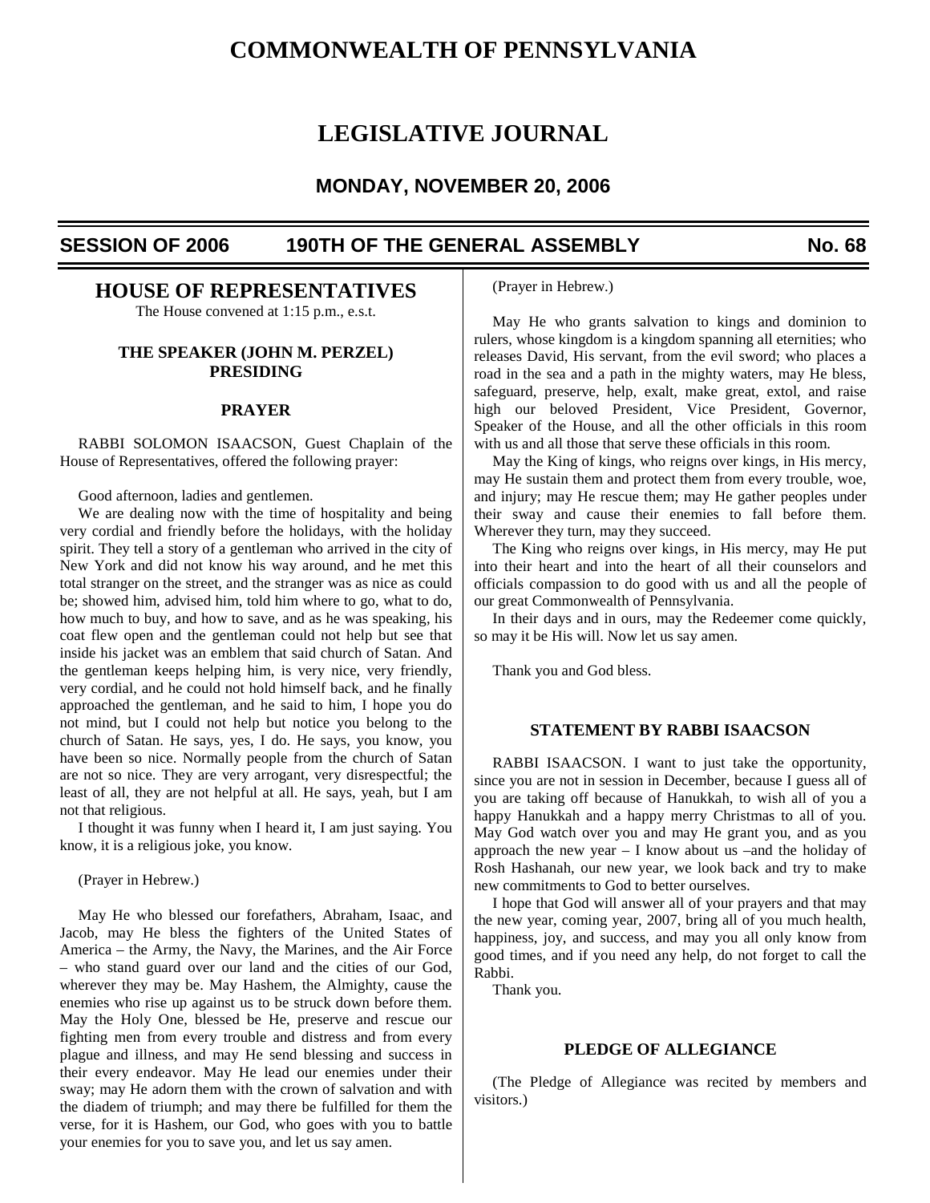# COMMONWEALTH OF PENNSYLVANIA

# LEGISLATIVE JOURNAL

### MONDAY, NOVEMBER 20, 2006

**SESSION OF 2006 190TH OF THE GENERAL ASSEMBLY No. 68**

## HOUSE OF REPRESENTATIVES

The House convened at 1:15 p.m., e.s.t.

### THE SPEAKER (JOHN M. PERZEL) PRESIDING

### PRAYER

RABBI SOLOMON ISAACSON, Guest Chaplain of the House of Representatives, offered the following prayer:

Good afternoon, ladies and gentlemen.

We are dealing now with the time of hospitality and being very cordial and friendly before the holidays, with the holiday spirit. They tell a story of a gentleman who arrived in the city of New York and did not know his way around, and he met this total stranger on the street, and the stranger was as nice as could be; showed him, advised him, told him where to go, what to do, how much to buy, and how to save, and as he was speaking, his coat flew open and the gentleman could not help but see that inside his jacket was an emblem that said church of Satan. And the gentleman keeps helping him, is very nice, very friendly, very cordial, and he could not hold himself back, and he finally approached the gentleman, and he said to him, I hope you do not mind, but I could not help but notice you belong to the church of Satan. He says, yes, I do. He says, you know, you have been so nice. Normally people from the church of Satan are not so nice. They are very arrogant, very disrespectful; the least of all, they are not helpful at all. He says, yeah, but I am not that religious.

I thought it was funny when I heard it, I am just saying. You know, it is a religious joke, you know.

(Prayer in Hebrew.)

May He who blessed our forefathers, Abraham, Isaac, and Jacob, may He bless the fighters of the United States of America – the Army, the Navy, the Marines, and the Air Force – who stand guard over our land and the cities of our God, wherever they may be. May Hashem, the Almighty, cause the enemies who rise up against us to be struck down before them. May the Holy One, blessed be He, preserve and rescue our fighting men from every trouble and distress and from every plague and illness, and may He send blessing and success in their every endeavor. May He lead our enemies under their sway; may He adorn them with the crown of salvation and with the diadem of triumph; and may there be fulfilled for them the verse, for it is Hashem, our God, who goes with you to battle your enemies for you to save you, and let us say amen.

(Prayer in Hebrew.)

May He who grants salvation to kings and dominion to rulers, whose kingdom is a kingdom spanning all eternities; who releases David, His servant, from the evil sword; who places a road in the sea and a path in the mighty waters, may He bless, safeguard, preserve, help, exalt, make great, extol, and raise high our beloved President, Vice President, Governor, Speaker of the House, and all the other officials in this room with us and all those that serve these officials in this room.

May the King of kings, who reigns over kings, in His mercy, may He sustain them and protect them from every trouble, woe, and injury; may He rescue them; may He gather peoples under their sway and cause their enemies to fall before them. Wherever they turn, may they succeed.

The King who reigns over kings, in His mercy, may He put into their heart and into the heart of all their counselors and officials compassion to do good with us and all the people of our great Commonwealth of Pennsylvania.

In their days and in ours, may the Redeemer come quickly, so may it be His will. Now let us say amen.

Thank you and God bless.

### STATEMENT BY RABBI ISAACSON

RABBI ISAACSON. I want to just take the opportunity, since you are not in session in December, because I guess all of you are taking off because of Hanukkah, to wish all of you a happy Hanukkah and a happy merry Christmas to all of you. May God watch over you and may He grant you, and as you approach the new year – I know about us –and the holiday of Rosh Hashanah, our new year, we look back and try to make new commitments to God to better ourselves.

I hope that God will answer all of your prayers and that may the new year, coming year, 2007, bring all of you much health, happiness, joy, and success, and may you all only know from good times, and if you need any help, do not forget to call the Rabbi.

Thank you.

### PLEDGE OF ALLEGIANCE

(The Pledge of Allegiance was recited by members and visitors.)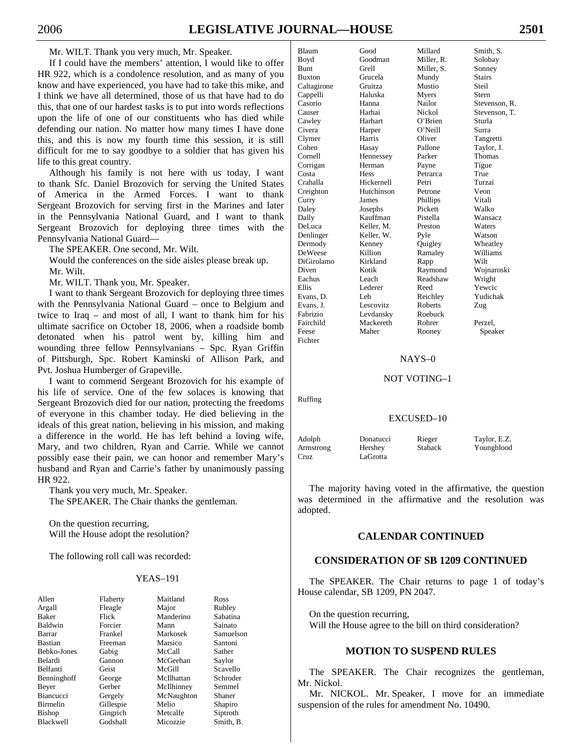Mr. WILT. Thank you very much, Mr. Speaker.

If I could have the members' attention, I would like to offer HR 922, which is a condolence resolution, and as many of you know and have experienced, you have had to take this mike, and I think we have all determined, those of us that have had to do this, that one of our hardest tasks is to put into words reflections upon the life of one of our constituents who has died while defending our nation. No matter how many times I have done this, and this is now my fourth time this session, it is still difficult for me to say goodbye to a soldier that has given his life to this great country.

Although his family is not here with us today, I want to thank Sfc. Daniel Brozovich for serving the United States of America in the Armed Forces. I want to thank Sergeant Brozovich for serving first in the Marines and later in the Pennsylvania National Guard, and I want to thank Sergeant Brozovich for deploying three times with the Pennsylvania National Guard—

The SPEAKER. One second, Mr. Wilt.

Would the conferences on the side aisles please break up.

Mr. Wilt.

Mr. WILT. Thank you, Mr. Speaker.

I want to thank Sergeant Brozovich for deploying three times with the Pennsylvania National Guard – once to Belgium and twice to Iraq – and most of all, I want to thank him for his ultimate sacrifice on October 18, 2006, when a roadside bomb detonated when his patrol went by, killing him and wounding three fellow Pennsylvanians – Spc. Ryan Griffin of Pittsburgh, Spc. Robert Kaminski of Allison Park, and Pvt. Joshua Humberger of Grapeville.

I want to commend Sergeant Brozovich for his example of his life of service. One of the few solaces is knowing that Sergeant Brozovich died for our nation, protecting the freedoms of everyone in this chamber today. He died believing in the ideals of this great nation, believing in his mission, and making a difference in the world. He has left behind a loving wife, Mary, and two children, Ryan and Carrie. While we cannot possibly ease their pain, we can honor and remember Mary's husband and Ryan and Carrie's father by unanimously passing HR 922.

Thank you very much, Mr. Speaker.

The SPEAKER. The Chair thanks the gentleman.

On the question recurring,
Will the House adopt the resolution?

The following roll call was recorded:

YEAS–191

| | | | |
|---|---|---|---|
| Allen | Flaherty | Maitland | Ross |
| Argall | Fleagle | Major | Rubley |
| Baker | Flick | Manderino | Sabatina |
| Baldwin | Forcier | Mann | Sainato |
| Barrar | Frankel | Markosek | Samuelson |
| Bastian | Freeman | Marsico | Santoni |
| Bebko-Jones | Gabig | McCall | Sather |
| Belardi | Gannon | McGeehan | Saylor |
| Belfanti | Geist | McGill | Scavello |
| Benninghoff | George | McIlhattan | Schroder |
| Beyer | Gerber | McIlhinney | Semmel |
| Biancucci | Gergely | McNaughton | Shaner |
| Birmelin | Gillespie | Melio | Shapiro |
| Bishop | Gingrich | Metcalfe | Siptroth |
| Blackwell | Godshall | Micozzie | Smith, B. |
| Blaum | Good | Millard | Smith, S. |
| Boyd | Goodman | Miller, R. | Solobay |
| Bunt | Grell | Miller, S. | Sonney |
| Buxton | Grucela | Mundy | Stairs |
| Caltagirone | Gruitza | Mustio | Steil |
| Cappelli | Haluska | Myers | Stern |
| Casorio | Hanna | Nailor | Stevenson, R. |
| Causer | Harhai | Nickol | Stevenson, T. |
| Cawley | Harhart | O'Brien | Sturla |
| Civera | Harper | O'Neill | Surra |
| Clymer | Harris | Oliver | Tangretti |
| Cohen | Hasay | Pallone | Taylor, J. |
| Cornell | Hennessey | Parker | Thomas |
| Corrigan | Herman | Payne | Tigue |
| Costa | Hess | Petrarca | True |
| Crahalla | Hickernell | Petri | Turzai |
| Creighton | Hutchinson | Petrone | Veon |
| Curry | James | Phillips | Vitali |
| Daley | Josephs | Pickett | Walko |
| Dally | Kauffman | Pistella | Wansacz |
| DeLuca | Keller, M. | Preston | Waters |
| Denlinger | Keller, W. | Pyle | Watson |
| Dermody | Kenney | Quigley | Wheatley |
| DeWeese | Killion | Ramaley | Williams |
| DiGirolamo | Kirkland | Rapp | Wilt |
| Diven | Kotik | Raymond | Wojnaroski |
| Eachus | Leach | Readshaw | Wright |
| Ellis | Lederer | Reed | Yewcic |
| Evans, D. | Leh | Reichley | Yudichak |
| Evans, J. | Lescovitz | Roberts | Zug |
| Fabrizio | Levdansky | Roebuck | |
| Fairchild | Mackereth | Rohrer | Perzel, |
| Feese | Maher | Rooney | Speaker |
| Fichter | | | |

NAYS–0

NOT VOTING–1

Ruffing

EXCUSED–10

| | | | |
|---|---|---|---|
| Adolph | Donatucci | Rieger | Taylor, E.Z. |
| Armstrong | Hershey | Staback | Youngblood |
| Cruz | LaGrotta | | |

The majority having voted in the affirmative, the question was determined in the affirmative and the resolution was adopted.

## CALENDAR CONTINUED

## CONSIDERATION OF SB 1209 CONTINUED

The SPEAKER. The Chair returns to page 1 of today's House calendar, SB 1209, PN 2047.

On the question recurring,
Will the House agree to the bill on third consideration?

## MOTION TO SUSPEND RULES

The SPEAKER. The Chair recognizes the gentleman, Mr. Nickol.

Mr. NICKOL. Mr. Speaker, I move for an immediate suspension of the rules for amendment No. 10490.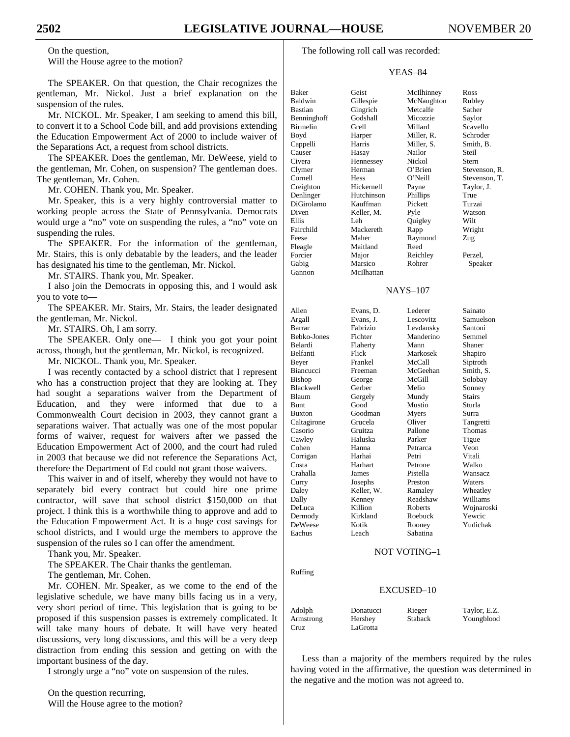On the question,

Will the House agree to the motion?

The SPEAKER. On that question, the Chair recognizes the gentleman, Mr. Nickol. Just a brief explanation on the suspension of the rules.

Mr. NICKOL. Mr. Speaker, I am seeking to amend this bill, to convert it to a School Code bill, and add provisions extending the Education Empowerment Act of 2000 to include waiver of the Separations Act, a request from school districts.

The SPEAKER. Does the gentleman, Mr. DeWeese, yield to the gentleman, Mr. Cohen, on suspension? The gentleman does. The gentleman, Mr. Cohen.

Mr. COHEN. Thank you, Mr. Speaker.

Mr. Speaker, this is a very highly controversial matter to working people across the State of Pennsylvania. Democrats would urge a "no" vote on suspending the rules, a "no" vote on suspending the rules.

The SPEAKER. For the information of the gentleman, Mr. Stairs, this is only debatable by the leaders, and the leader has designated his time to the gentleman, Mr. Nickol.

Mr. STAIRS. Thank you, Mr. Speaker.

I also join the Democrats in opposing this, and I would ask you to vote to—

The SPEAKER. Mr. Stairs, Mr. Stairs, the leader designated the gentleman, Mr. Nickol.

Mr. STAIRS. Oh, I am sorry.

The SPEAKER. Only one— I think you got your point across, though, but the gentleman, Mr. Nickol, is recognized.

Mr. NICKOL. Thank you, Mr. Speaker.

I was recently contacted by a school district that I represent who has a construction project that they are looking at. They had sought a separations waiver from the Department of Education, and they were informed that due to a Commonwealth Court decision in 2003, they cannot grant a separations waiver. That actually was one of the most popular forms of waiver, request for waivers after we passed the Education Empowerment Act of 2000, and the court had ruled in 2003 that because we did not reference the Separations Act, therefore the Department of Ed could not grant those waivers.

This waiver in and of itself, whereby they would not have to separately bid every contract but could hire one prime contractor, will save that school district $150,000 on that project. I think this is a worthwhile thing to approve and add to the Education Empowerment Act. It is a huge cost savings for school districts, and I would urge the members to approve the suspension of the rules so I can offer the amendment.

Thank you, Mr. Speaker.

The SPEAKER. The Chair thanks the gentleman.

The gentleman, Mr. Cohen.

Mr. COHEN. Mr. Speaker, as we come to the end of the legislative schedule, we have many bills facing us in a very, very short period of time. This legislation that is going to be proposed if this suspension passes is extremely complicated. It will take many hours of debate. It will have very heated discussions, very long discussions, and this will be a very deep distraction from ending this session and getting on with the important business of the day.

I strongly urge a "no" vote on suspension of the rules.

On the question recurring,

Will the House agree to the motion?

The following roll call was recorded:

YEAS–84

| | | | |
|---|---|---|---|
| Baker | Geist | McIlhinney | Ross |
| Baldwin | Gillespie | McNaughton | Rubley |
| Bastian | Gingrich | Metcalfe | Sather |
| Benninghoff | Godshall | Micozzie | Saylor |
| Birmelin | Grell | Millard | Scavello |
| Boyd | Harper | Miller, R. | Schroder |
| Cappelli | Harris | Miller, S. | Smith, B. |
| Causer | Hasay | Nailor | Steil |
| Civera | Hennessey | Nickol | Stern |
| Clymer | Herman | O'Brien | Stevenson, R. |
| Cornell | Hess | O'Neill | Stevenson, T. |
| Creighton | Hickernell | Payne | Taylor, J. |
| Denlinger | Hutchinson | Phillips | True |
| DiGirolamo | Kauffman | Pickett | Turzai |
| Diven | Keller, M. | Pyle | Watson |
| Ellis | Leh | Quigley | Wilt |
| Fairchild | Mackereth | Rapp | Wright |
| Feese | Maher | Raymond | Zug |
| Fleagle | Maitland | Reed | |
| Forcier | Major | Reichley | Perzel, |
| Gabig | Marsico | Rohrer | Speaker |
| Gannon | McIlhattan | | |

NAYS–107

| | | | |
|---|---|---|---|
| Allen | Evans, D. | Lederer | Sainato |
| Argall | Evans, J. | Lescovitz | Samuelson |
| Barrar | Fabrizio | Levdansky | Santoni |
| Bebko-Jones | Fichter | Manderino | Semmel |
| Belardi | Flaherty | Mann | Shaner |
| Belfanti | Flick | Markosek | Shapiro |
| Beyer | Frankel | McCall | Siptroth |
| Biancucci | Freeman | McGeehan | Smith, S. |
| Bishop | George | McGill | Solobay |
| Blackwell | Gerber | Melio | Sonney |
| Blaum | Gergely | Mundy | Stairs |
| Bunt | Good | Mustio | Sturla |
| Buxton | Goodman | Myers | Surra |
| Caltagirone | Grucela | Oliver | Tangretti |
| Casorio | Gruitza | Pallone | Thomas |
| Cawley | Haluska | Parker | Tigue |
| Cohen | Hanna | Petrarca | Veon |
| Corrigan | Harhai | Petri | Vitali |
| Costa | Harhart | Petrone | Walko |
| Crahalla | James | Pistella | Wansacz |
| Curry | Josephs | Preston | Waters |
| Daley | Keller, W. | Ramaley | Wheatley |
| Dally | Kenney | Readshaw | Williams |
| DeLuca | Killion | Roberts | Wojnaroski |
| Dermody | Kirkland | Roebuck | Yewcic |
| DeWeese | Kotik | Rooney | Yudichak |
| Eachus | Leach | Sabatina | |

NOT VOTING–1

Ruffing

EXCUSED–10

| | | | |
|---|---|---|---|
| Adolph | Donatucci | Rieger | Taylor, E.Z. |
| Armstrong | Hershey | Staback | Youngblood |
| Cruz | LaGrotta | | |

Less than a majority of the members required by the rules having voted in the affirmative, the question was determined in the negative and the motion was not agreed to.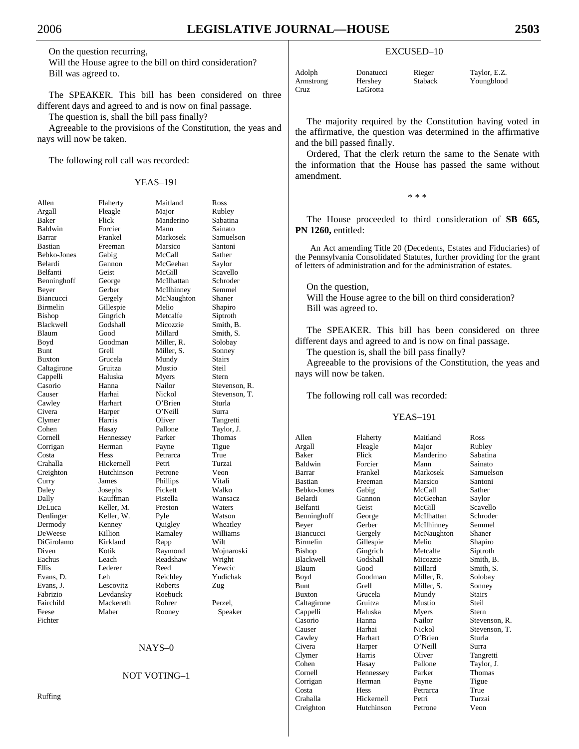On the question recurring,

Will the House agree to the bill on third consideration?

Bill was agreed to.

The SPEAKER. This bill has been considered on three different days and agreed to and is now on final passage.

The question is, shall the bill pass finally?

Agreeable to the provisions of the Constitution, the yeas and nays will now be taken.

The following roll call was recorded:

YEAS–191

| | | | |
|---|---|---|---|
| Allen | Flaherty | Maitland | Ross |
| Argall | Fleagle | Major | Rubley |
| Baker | Flick | Manderino | Sabatina |
| Baldwin | Forcier | Mann | Sainato |
| Barrar | Frankel | Markosek | Samuelson |
| Bastian | Freeman | Marsico | Santoni |
| Bebko-Jones | Gabig | McCall | Sather |
| Belardi | Gannon | McGeehan | Saylor |
| Belfanti | Geist | McGill | Scavello |
| Benninghoff | George | McIlhattan | Schroder |
| Beyer | Gerber | McIlhinney | Semmel |
| Biancucci | Gergely | McNaughton | Shaner |
| Birmelin | Gillespie | Melio | Shapiro |
| Bishop | Gingrich | Metcalfe | Siptroth |
| Blackwell | Godshall | Micozzie | Smith, B. |
| Blaum | Good | Millard | Smith, S. |
| Boyd | Goodman | Miller, R. | Solobay |
| Bunt | Grell | Miller, S. | Sonney |
| Buxton | Grucela | Mundy | Stairs |
| Caltagirone | Gruitza | Mustio | Steil |
| Cappelli | Haluska | Myers | Stern |
| Casorio | Hanna | Nailor | Stevenson, R. |
| Causer | Harhai | Nickol | Stevenson, T. |
| Cawley | Harhart | O'Brien | Sturla |
| Civera | Harper | O'Neill | Surra |
| Clymer | Harris | Oliver | Tangretti |
| Cohen | Hasay | Pallone | Taylor, J. |
| Cornell | Hennessey | Parker | Thomas |
| Corrigan | Herman | Payne | Tigue |
| Costa | Hess | Petrarca | True |
| Crahalla | Hickernell | Petri | Turzai |
| Creighton | Hutchinson | Petrone | Veon |
| Curry | James | Phillips | Vitali |
| Daley | Josephs | Pickett | Walko |
| Dally | Kauffman | Pistella | Wansacz |
| DeLuca | Keller, M. | Preston | Waters |
| Denlinger | Keller, W. | Pyle | Watson |
| Dermody | Kenney | Quigley | Wheatley |
| DeWeese | Killion | Ramaley | Williams |
| DiGirolamo | Kirkland | Rapp | Wilt |
| Diven | Kotik | Raymond | Wojnaroski |
| Eachus | Leach | Readshaw | Wright |
| Ellis | Lederer | Reed | Yewcic |
| Evans, D. | Leh | Reichley | Yudichak |
| Evans, J. | Lescovitz | Roberts | Zug |
| Fabrizio | Levdansky | Roebuck | |
| Fairchild | Mackereth | Rohrer | Perzel, |
| Feese | Maher | Rooney | Speaker |
| Fichter | | | |

NAYS–0

NOT VOTING–1

Ruffing

EXCUSED–10

| | | | |
|---|---|---|---|
| Adolph | Donatucci | Rieger | Taylor, E.Z. |
| Armstrong | Hershey | Staback | Youngblood |
| Cruz | LaGrotta | | |

The majority required by the Constitution having voted in the affirmative, the question was determined in the affirmative and the bill passed finally.

Ordered, That the clerk return the same to the Senate with the information that the House has passed the same without amendment.

\* \* \*

The House proceeded to third consideration of **SB 665, PN 1260,** entitled:

An Act amending Title 20 (Decedents, Estates and Fiduciaries) of the Pennsylvania Consolidated Statutes, further providing for the grant of letters of administration and for the administration of estates.

On the question,

Will the House agree to the bill on third consideration?

Bill was agreed to.

The SPEAKER. This bill has been considered on three different days and agreed to and is now on final passage.

The question is, shall the bill pass finally?

Agreeable to the provisions of the Constitution, the yeas and nays will now be taken.

The following roll call was recorded:

YEAS–191

| | | | |
|---|---|---|---|
| Allen | Flaherty | Maitland | Ross |
| Argall | Fleagle | Major | Rubley |
| Baker | Flick | Manderino | Sabatina |
| Baldwin | Forcier | Mann | Sainato |
| Barrar | Frankel | Markosek | Samuelson |
| Bastian | Freeman | Marsico | Santoni |
| Bebko-Jones | Gabig | McCall | Sather |
| Belardi | Gannon | McGeehan | Saylor |
| Belfanti | Geist | McGill | Scavello |
| Benninghoff | George | McIlhattan | Schroder |
| Beyer | Gerber | McIlhinney | Semmel |
| Biancucci | Gergely | McNaughton | Shaner |
| Birmelin | Gillespie | Melio | Shapiro |
| Bishop | Gingrich | Metcalfe | Siptroth |
| Blackwell | Godshall | Micozzie | Smith, B. |
| Blaum | Good | Millard | Smith, S. |
| Boyd | Goodman | Miller, R. | Solobay |
| Bunt | Grell | Miller, S. | Sonney |
| Buxton | Grucela | Mundy | Stairs |
| Caltagirone | Gruitza | Mustio | Steil |
| Cappelli | Haluska | Myers | Stern |
| Casorio | Hanna | Nailor | Stevenson, R. |
| Causer | Harhai | Nickol | Stevenson, T. |
| Cawley | Harhart | O'Brien | Sturla |
| Civera | Harper | O'Neill | Surra |
| Clymer | Harris | Oliver | Tangretti |
| Cohen | Hasay | Pallone | Taylor, J. |
| Cornell | Hennessey | Parker | Thomas |
| Corrigan | Herman | Payne | Tigue |
| Costa | Hess | Petrarca | True |
| Crahalla | Hickernell | Petri | Turzai |
| Creighton | Hutchinson | Petrone | Veon |